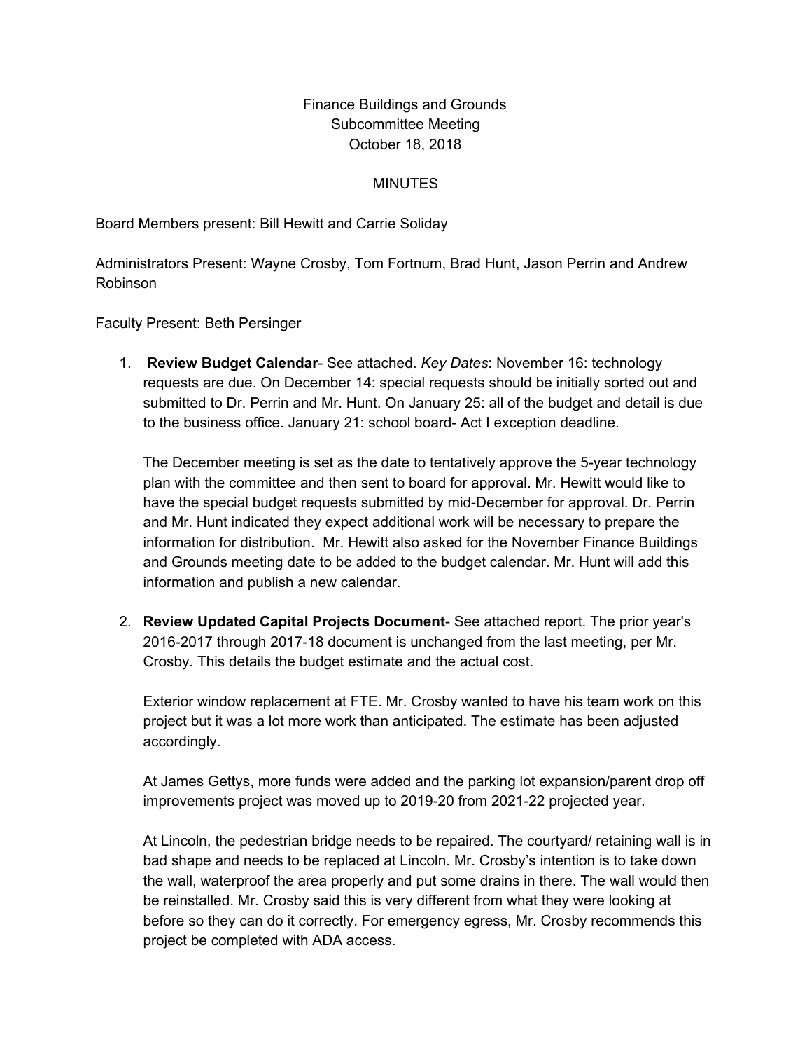Finance Buildings and Grounds
Subcommittee Meeting
October 18, 2018

MINUTES

Board Members present: Bill Hewitt and Carrie Soliday

Administrators Present: Wayne Crosby, Tom Fortnum, Brad Hunt, Jason Perrin and Andrew Robinson

Faculty Present: Beth Persinger

1. **Review Budget Calendar**- See attached. *Key Dates*: November 16: technology requests are due. On December 14: special requests should be initially sorted out and submitted to Dr. Perrin and Mr. Hunt. On January 25: all of the budget and detail is due to the business office. January 21: school board- Act I exception deadline.

   The December meeting is set as the date to tentatively approve the 5-year technology plan with the committee and then sent to board for approval. Mr. Hewitt would like to have the special budget requests submitted by mid-December for approval. Dr. Perrin and Mr. Hunt indicated they expect additional work will be necessary to prepare the information for distribution. Mr. Hewitt also asked for the November Finance Buildings and Grounds meeting date to be added to the budget calendar. Mr. Hunt will add this information and publish a new calendar.

2. **Review Updated Capital Projects Document**- See attached report. The prior year's 2016-2017 through 2017-18 document is unchanged from the last meeting, per Mr. Crosby. This details the budget estimate and the actual cost.

   Exterior window replacement at FTE. Mr. Crosby wanted to have his team work on this project but it was a lot more work than anticipated. The estimate has been adjusted accordingly.

   At James Gettys, more funds were added and the parking lot expansion/parent drop off improvements project was moved up to 2019-20 from 2021-22 projected year.

   At Lincoln, the pedestrian bridge needs to be repaired. The courtyard/ retaining wall is in bad shape and needs to be replaced at Lincoln. Mr. Crosby's intention is to take down the wall, waterproof the area properly and put some drains in there. The wall would then be reinstalled. Mr. Crosby said this is very different from what they were looking at before so they can do it correctly. For emergency egress, Mr. Crosby recommends this project be completed with ADA access.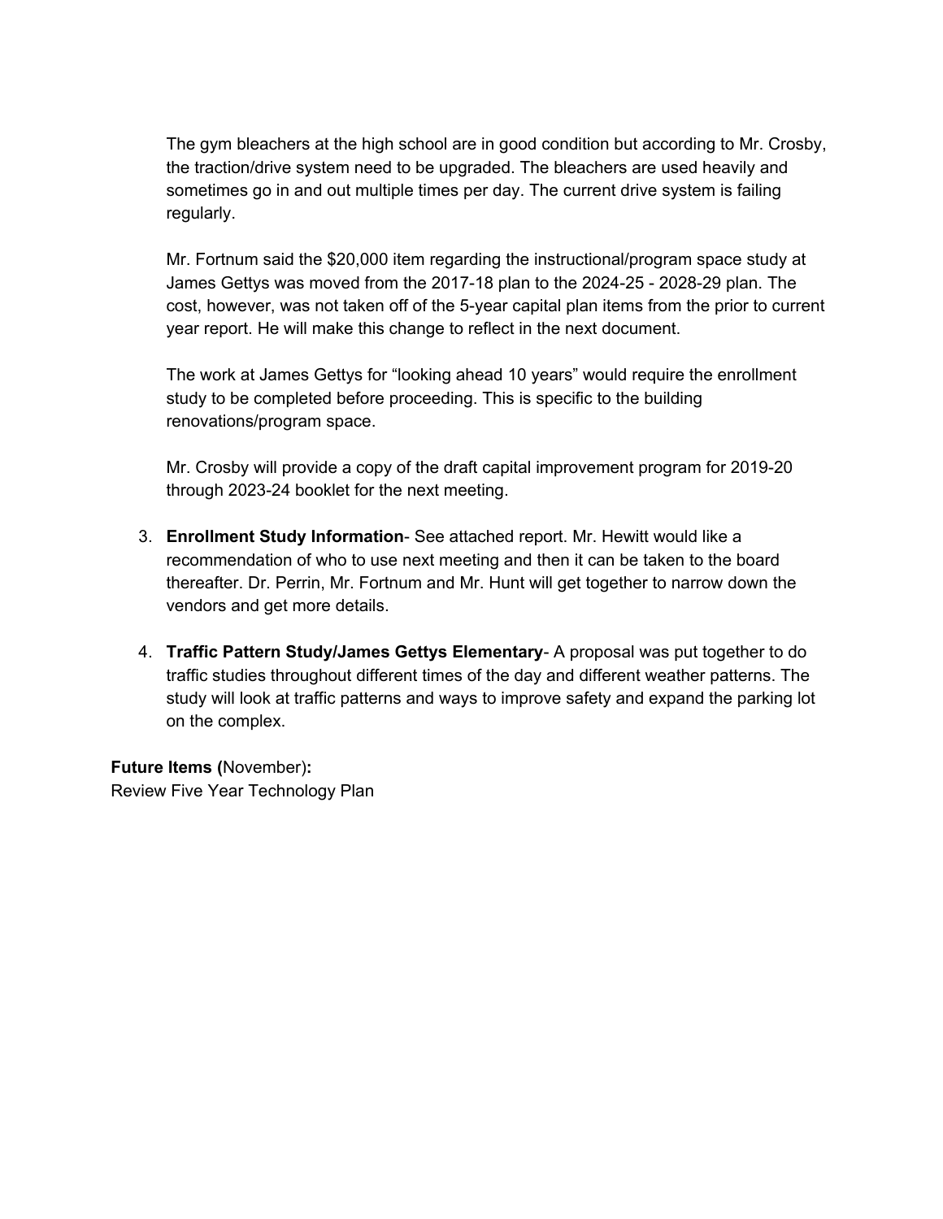The gym bleachers at the high school are in good condition but according to Mr. Crosby, the traction/drive system need to be upgraded. The bleachers are used heavily and sometimes go in and out multiple times per day. The current drive system is failing regularly.

Mr. Fortnum said the $20,000 item regarding the instructional/program space study at James Gettys was moved from the 2017-18 plan to the 2024-25 - 2028-29 plan. The cost, however, was not taken off of the 5-year capital plan items from the prior to current year report. He will make this change to reflect in the next document.

The work at James Gettys for "looking ahead 10 years" would require the enrollment study to be completed before proceeding. This is specific to the building renovations/program space.

Mr. Crosby will provide a copy of the draft capital improvement program for 2019-20 through 2023-24 booklet for the next meeting.

3. **Enrollment Study Information**- See attached report. Mr. Hewitt would like a recommendation of who to use next meeting and then it can be taken to the board thereafter. Dr. Perrin, Mr. Fortnum and Mr. Hunt will get together to narrow down the vendors and get more details.

4. **Traffic Pattern Study/James Gettys Elementary**- A proposal was put together to do traffic studies throughout different times of the day and different weather patterns. The study will look at traffic patterns and ways to improve safety and expand the parking lot on the complex.

**Future Items (**November)**:**
Review Five Year Technology Plan